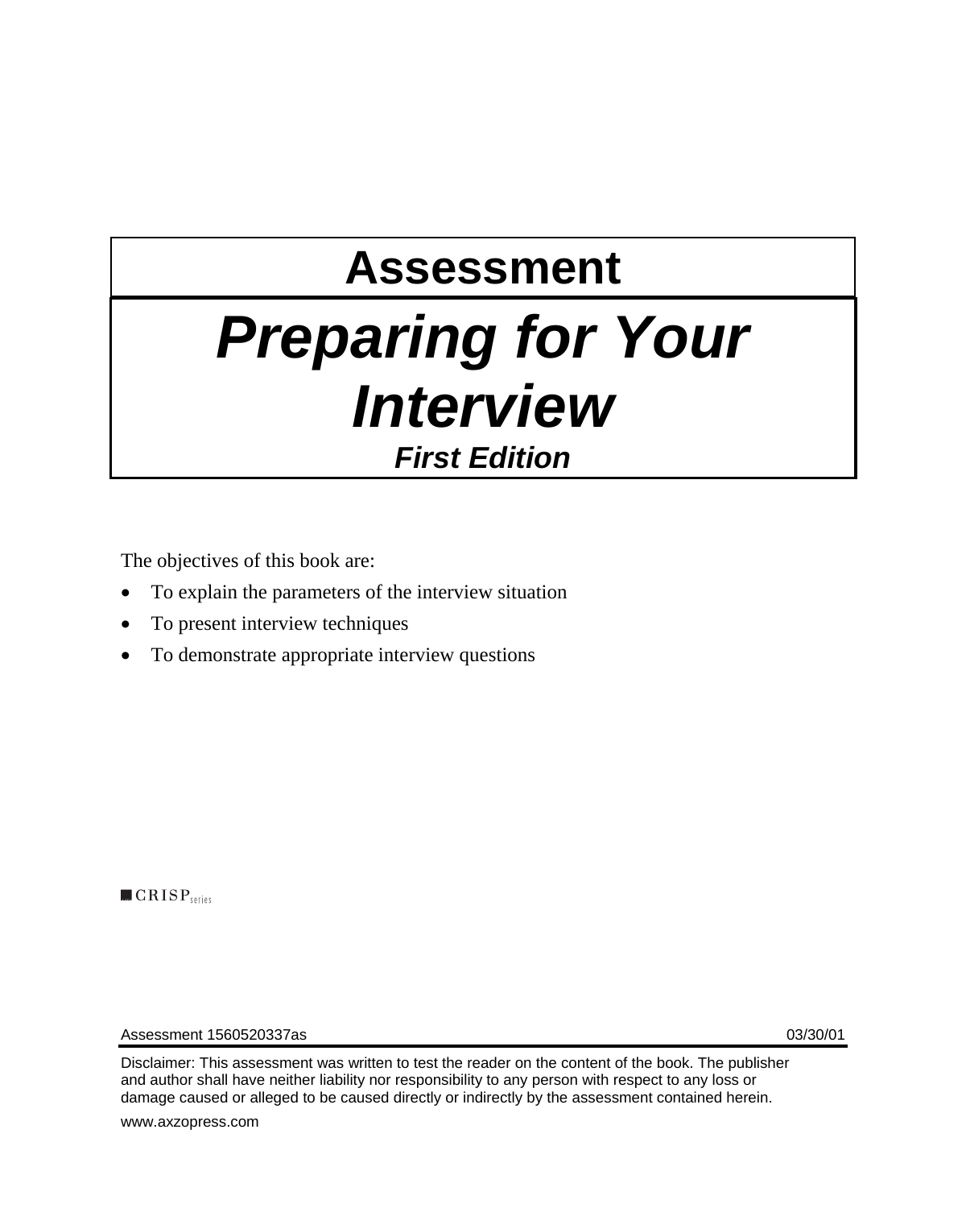# Assessment

# *Preparing for Your Interview*

***First Edition***

The objectives of this book are:

- To explain the parameters of the interview situation
- To present interview techniques
- To demonstrate appropriate interview questions

CRISP series

Assessment 1560520337as 03/30/01

Disclaimer: This assessment was written to test the reader on the content of the book. The publisher and author shall have neither liability nor responsibility to any person with respect to any loss or damage caused or alleged to be caused directly or indirectly by the assessment contained herein.

www.axzopress.com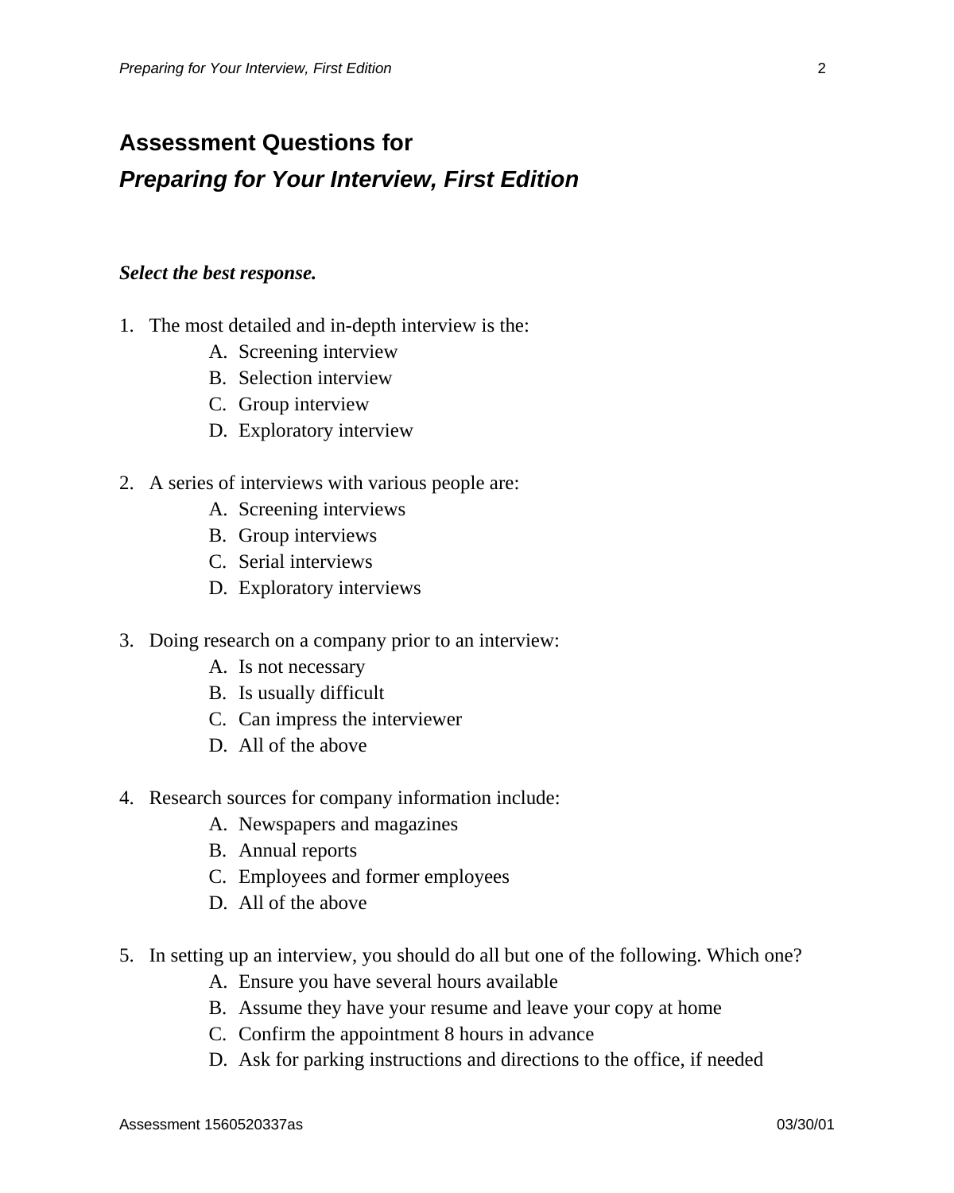## Assessment Questions for

## *Preparing for Your Interview, First Edition*

***Select the best response.***

1. The most detailed and in-depth interview is the:
   - A. Screening interview
   - B. Selection interview
   - C. Group interview
   - D. Exploratory interview

2. A series of interviews with various people are:
   - A. Screening interviews
   - B. Group interviews
   - C. Serial interviews
   - D. Exploratory interviews

3. Doing research on a company prior to an interview:
   - A. Is not necessary
   - B. Is usually difficult
   - C. Can impress the interviewer
   - D. All of the above

4. Research sources for company information include:
   - A. Newspapers and magazines
   - B. Annual reports
   - C. Employees and former employees
   - D. All of the above

5. In setting up an interview, you should do all but one of the following. Which one?
   - A. Ensure you have several hours available
   - B. Assume they have your resume and leave your copy at home
   - C. Confirm the appointment 8 hours in advance
   - D. Ask for parking instructions and directions to the office, if needed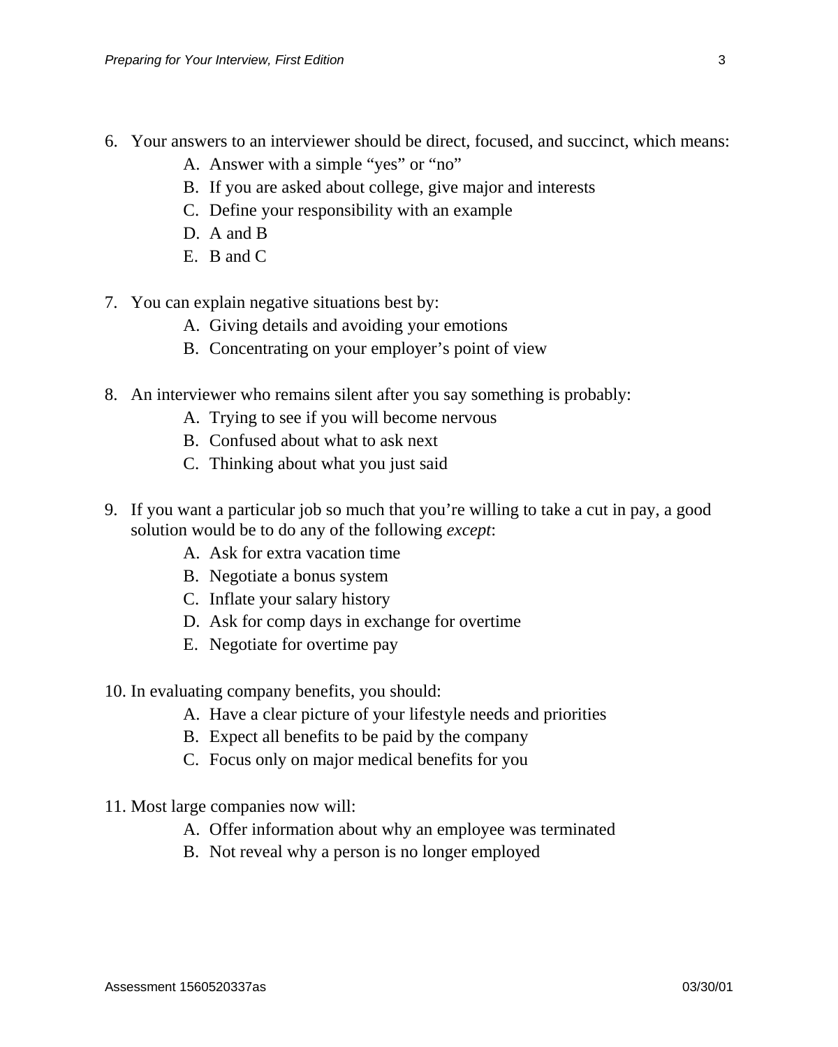6. Your answers to an interviewer should be direct, focused, and succinct, which means:
    - A. Answer with a simple “yes” or “no”
    - B. If you are asked about college, give major and interests
    - C. Define your responsibility with an example
    - D. A and B
    - E. B and C

7. You can explain negative situations best by:
    - A. Giving details and avoiding your emotions
    - B. Concentrating on your employer’s point of view

8. An interviewer who remains silent after you say something is probably:
    - A. Trying to see if you will become nervous
    - B. Confused about what to ask next
    - C. Thinking about what you just said

9. If you want a particular job so much that you’re willing to take a cut in pay, a good solution would be to do any of the following *except*:
    - A. Ask for extra vacation time
    - B. Negotiate a bonus system
    - C. Inflate your salary history
    - D. Ask for comp days in exchange for overtime
    - E. Negotiate for overtime pay

10. In evaluating company benefits, you should:
    - A. Have a clear picture of your lifestyle needs and priorities
    - B. Expect all benefits to be paid by the company
    - C. Focus only on major medical benefits for you

11. Most large companies now will:
    - A. Offer information about why an employee was terminated
    - B. Not reveal why a person is no longer employed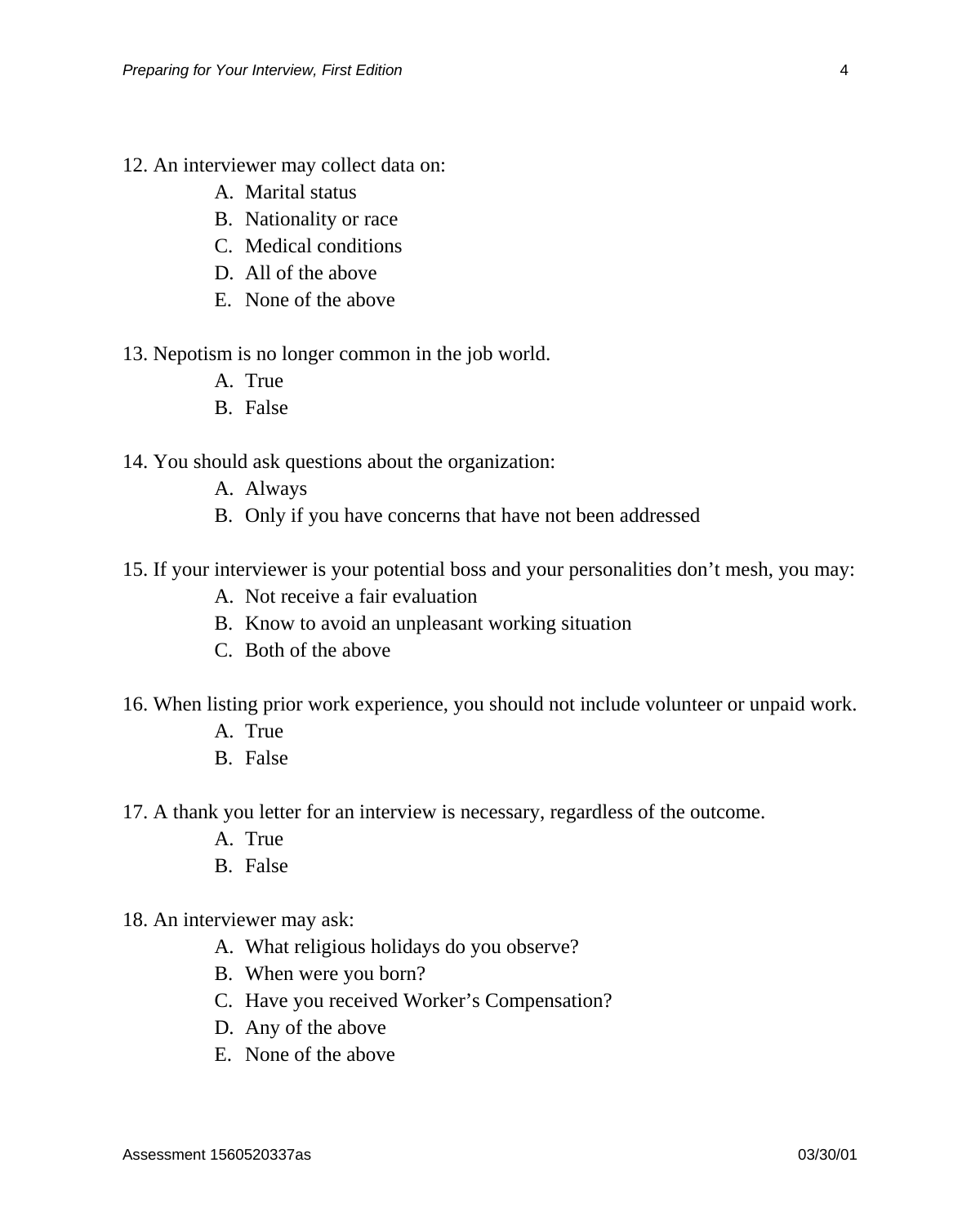12. An interviewer may collect data on:
    - A. Marital status
    - B. Nationality or race
    - C. Medical conditions
    - D. All of the above
    - E. None of the above

13. Nepotism is no longer common in the job world.
    - A. True
    - B. False

14. You should ask questions about the organization:
    - A. Always
    - B. Only if you have concerns that have not been addressed

15. If your interviewer is your potential boss and your personalities don't mesh, you may:
    - A. Not receive a fair evaluation
    - B. Know to avoid an unpleasant working situation
    - C. Both of the above

16. When listing prior work experience, you should not include volunteer or unpaid work.
    - A. True
    - B. False

17. A thank you letter for an interview is necessary, regardless of the outcome.
    - A. True
    - B. False

18. An interviewer may ask:
    - A. What religious holidays do you observe?
    - B. When were you born?
    - C. Have you received Worker's Compensation?
    - D. Any of the above
    - E. None of the above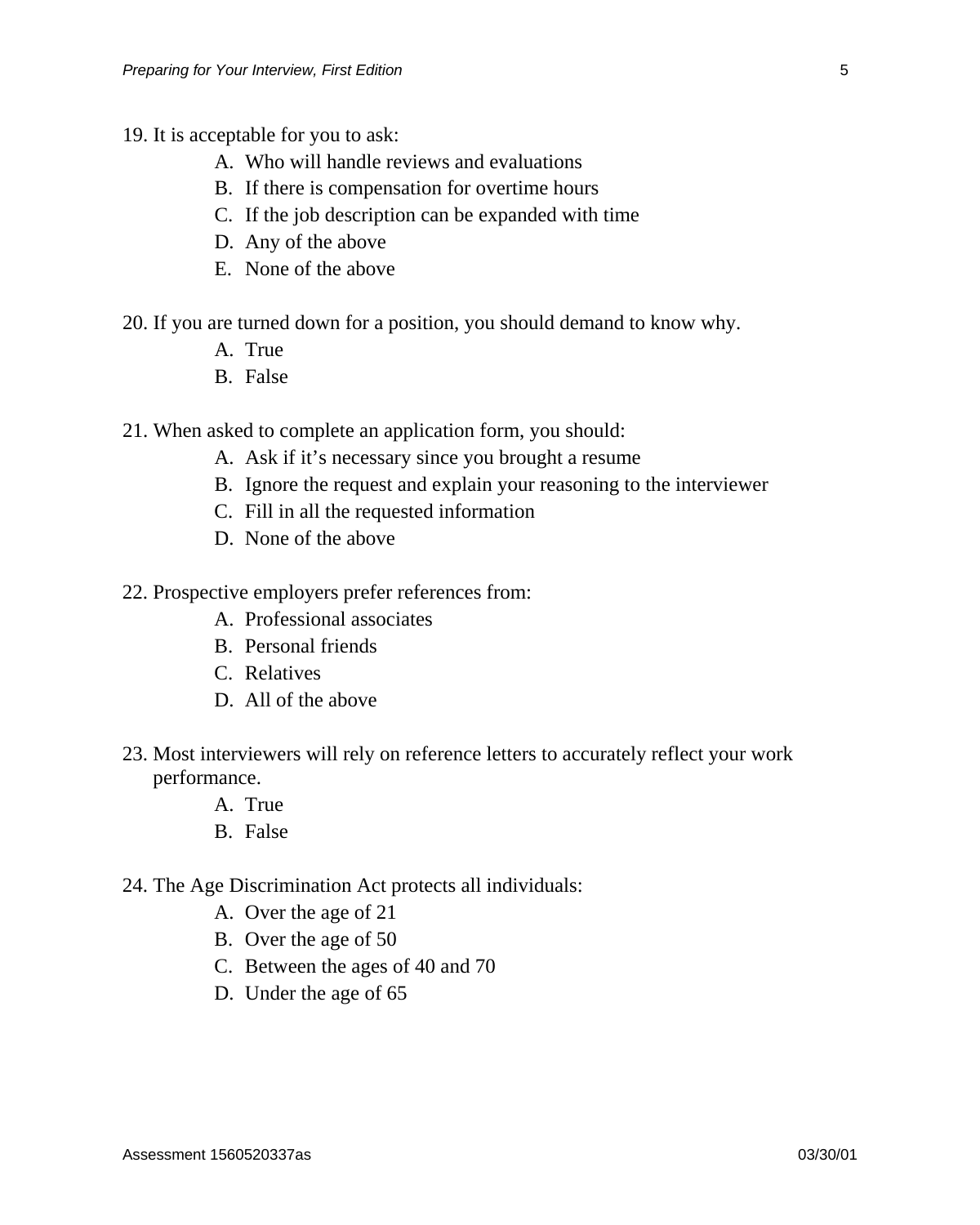19. It is acceptable for you to ask:
    - A. Who will handle reviews and evaluations
    - B. If there is compensation for overtime hours
    - C. If the job description can be expanded with time
    - D. Any of the above
    - E. None of the above

20. If you are turned down for a position, you should demand to know why.
    - A. True
    - B. False

21. When asked to complete an application form, you should:
    - A. Ask if it's necessary since you brought a resume
    - B. Ignore the request and explain your reasoning to the interviewer
    - C. Fill in all the requested information
    - D. None of the above

22. Prospective employers prefer references from:
    - A. Professional associates
    - B. Personal friends
    - C. Relatives
    - D. All of the above

23. Most interviewers will rely on reference letters to accurately reflect your work performance.
    - A. True
    - B. False

24. The Age Discrimination Act protects all individuals:
    - A. Over the age of 21
    - B. Over the age of 50
    - C. Between the ages of 40 and 70
    - D. Under the age of 65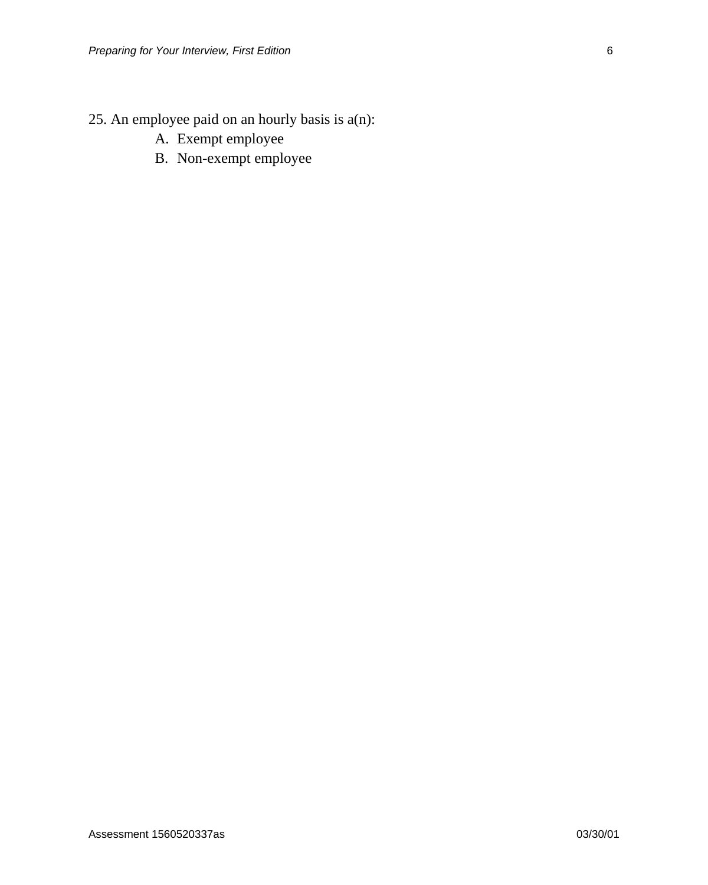25. An employee paid on an hourly basis is a(n):

A. Exempt employee
B. Non-exempt employee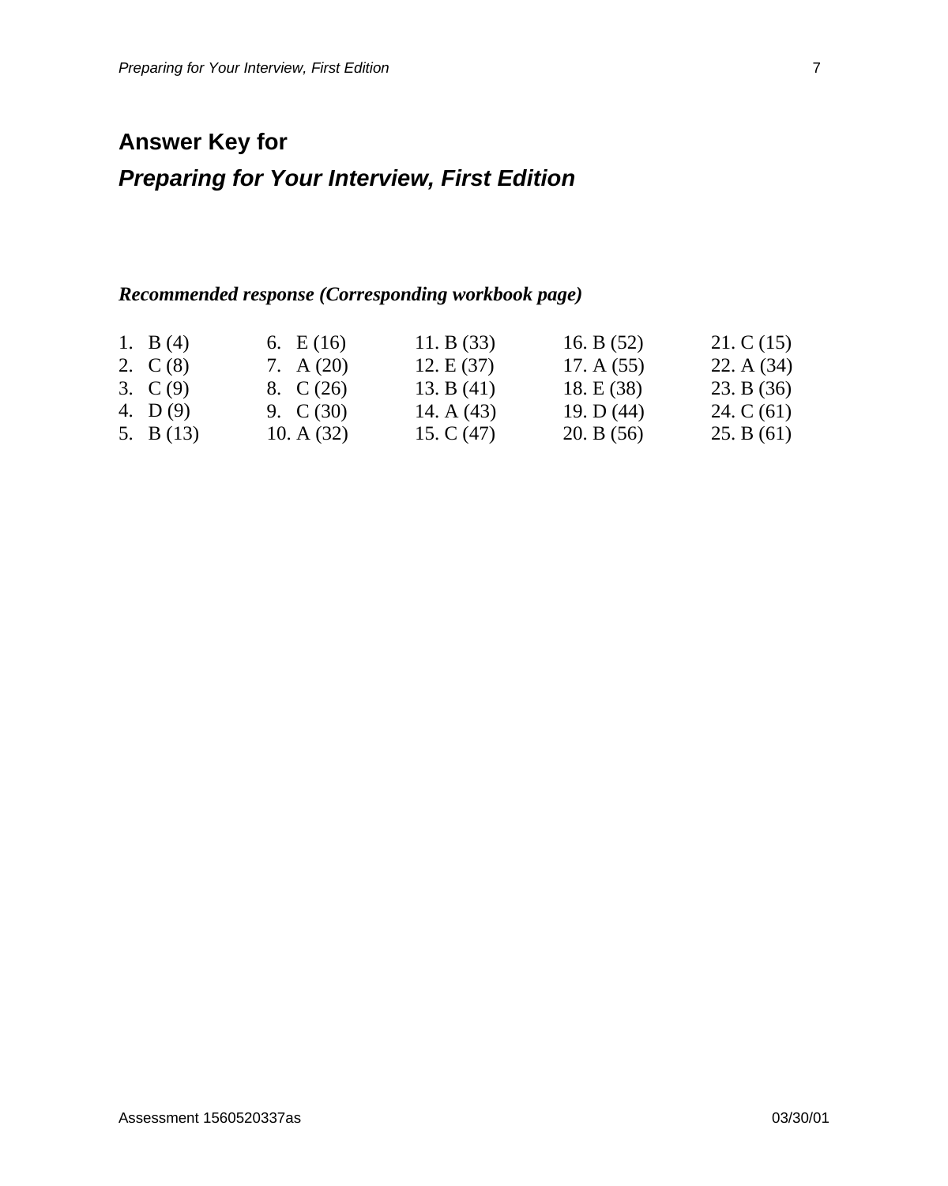# Answer Key for

# *Preparing for Your Interview, First Edition*

***Recommended response (Corresponding workbook page)***

| | | | | |
|---|---|---|---|---|
| 1. B (4) | 6. E (16) | 11. B (33) | 16. B (52) | 21. C (15) |
| 2. C (8) | 7. A (20) | 12. E (37) | 17. A (55) | 22. A (34) |
| 3. C (9) | 8. C (26) | 13. B (41) | 18. E (38) | 23. B (36) |
| 4. D (9) | 9. C (30) | 14. A (43) | 19. D (44) | 24. C (61) |
| 5. B (13) | 10. A (32) | 15. C (47) | 20. B (56) | 25. B (61) |

Assessment 1560520337as 03/30/01